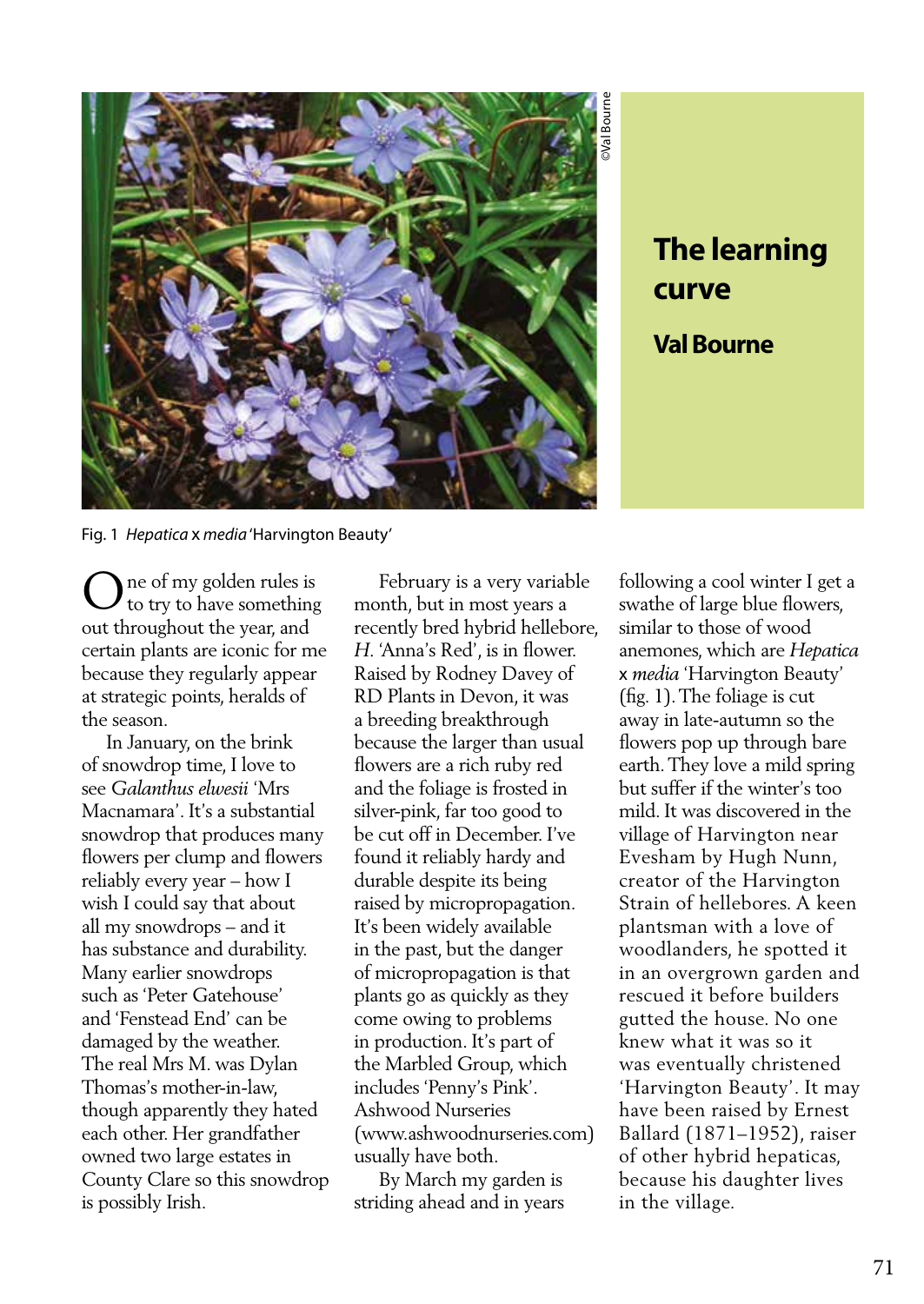# The learning curve

**Val Bourne**

Fig. 1 *Hepatica* x *media* 'Harvington Beauty'

One of my golden rules is to try to have something out throughout the year, and certain plants are iconic for me because they regularly appear at strategic points, heralds of the season.

In January, on the brink of snowdrop time, I love to see *Galanthus elwesii* 'Mrs Macnamara'. It's a substantial snowdrop that produces many flowers per clump and flowers reliably every year – how I wish I could say that about all my snowdrops – and it has substance and durability. Many earlier snowdrops such as 'Peter Gatehouse' and 'Fenstead End' can be damaged by the weather. The real Mrs M. was Dylan Thomas's mother-in-law, though apparently they hated each other. Her grandfather owned two large estates in County Clare so this snowdrop is possibly Irish.

February is a very variable month, but in most years a recently bred hybrid hellebore, *H*. 'Anna's Red', is in flower. Raised by Rodney Davey of RD Plants in Devon, it was a breeding breakthrough because the larger than usual flowers are a rich ruby red and the foliage is frosted in silver-pink, far too good to be cut off in December. I've found it reliably hardy and durable despite its being raised by micropropagation. It's been widely available in the past, but the danger of micropropagation is that plants go as quickly as they come owing to problems in production. It's part of the Marbled Group, which includes 'Penny's Pink'. Ashwood Nurseries (www.ashwoodnurseries.com) usually have both.

By March my garden is striding ahead and in years following a cool winter I get a swathe of large blue flowers, similar to those of wood anemones, which are *Hepatica* x *media* 'Harvington Beauty' (fig. 1). The foliage is cut away in late-autumn so the flowers pop up through bare earth. They love a mild spring but suffer if the winter's too mild. It was discovered in the village of Harvington near Evesham by Hugh Nunn, creator of the Harvington Strain of hellebores. A keen plantsman with a love of woodlanders, he spotted it in an overgrown garden and rescued it before builders gutted the house. No one knew what it was so it was eventually christened 'Harvington Beauty'. It may have been raised by Ernest Ballard (1871–1952), raiser of other hybrid hepaticas, because his daughter lives in the village.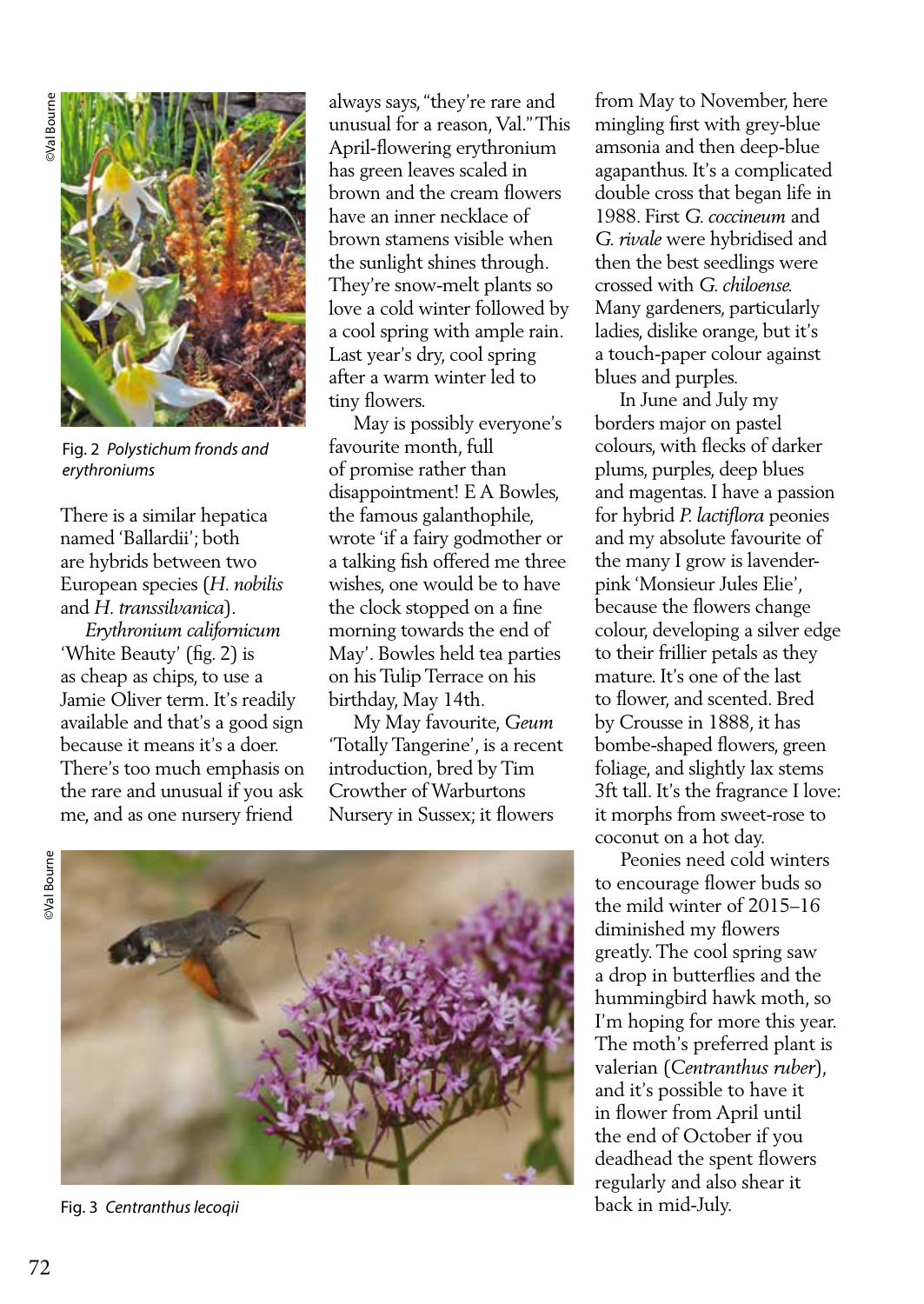Fig. 2 *Polystichum fronds and erythroniums*

There is a similar hepatica named 'Ballardii'; both are hybrids between two European species (*H. nobilis* and *H. transsilvanica*).

*Erythronium californicum* 'White Beauty' (fig. 2) is as cheap as chips, to use a Jamie Oliver term. It's readily available and that's a good sign because it means it's a doer. There's too much emphasis on the rare and unusual if you ask me, and as one nursery friend always says, "they're rare and unusual for a reason, Val." This April-flowering erythronium has green leaves scaled in brown and the cream flowers have an inner necklace of brown stamens visible when the sunlight shines through. They're snow-melt plants so love a cold winter followed by a cool spring with ample rain. Last year's dry, cool spring after a warm winter led to tiny flowers.

May is possibly everyone's favourite month, full of promise rather than disappointment! E A Bowles, the famous galanthophile, wrote 'if a fairy godmother or a talking fish offered me three wishes, one would be to have the clock stopped on a fine morning towards the end of May'. Bowles held tea parties on his Tulip Terrace on his birthday, May 14th.

My May favourite, *Geum* 'Totally Tangerine', is a recent introduction, bred by Tim Crowther of Warburtons Nursery in Sussex; it flowers from May to November, here mingling first with grey-blue amsonia and then deep-blue agapanthus. It's a complicated double cross that began life in 1988. First *G. coccineum* and *G. rivale* were hybridised and then the best seedlings were crossed with *G. chiloense*. Many gardeners, particularly ladies, dislike orange, but it's a touch-paper colour against blues and purples.

In June and July my borders major on pastel colours, with flecks of darker plums, purples, deep blues and magentas. I have a passion for hybrid *P. lactiflora* peonies and my absolute favourite of the many I grow is lavender-pink 'Monsieur Jules Elie', because the flowers change colour, developing a silver edge to their frillier petals as they mature. It's one of the last to flower, and scented. Bred by Crousse in 1888, it has bombe-shaped flowers, green foliage, and slightly lax stems 3ft tall. It's the fragrance I love: it morphs from sweet-rose to coconut on a hot day.

Peonies need cold winters to encourage flower buds so the mild winter of 2015–16 diminished my flowers greatly. The cool spring saw a drop in butterflies and the hummingbird hawk moth, so I'm hoping for more this year. The moth's preferred plant is valerian (*Centranthus ruber*), and it's possible to have it in flower from April until the end of October if you deadhead the spent flowers regularly and also shear it back in mid-July.

Fig. 3 *Centranthus lecoqii*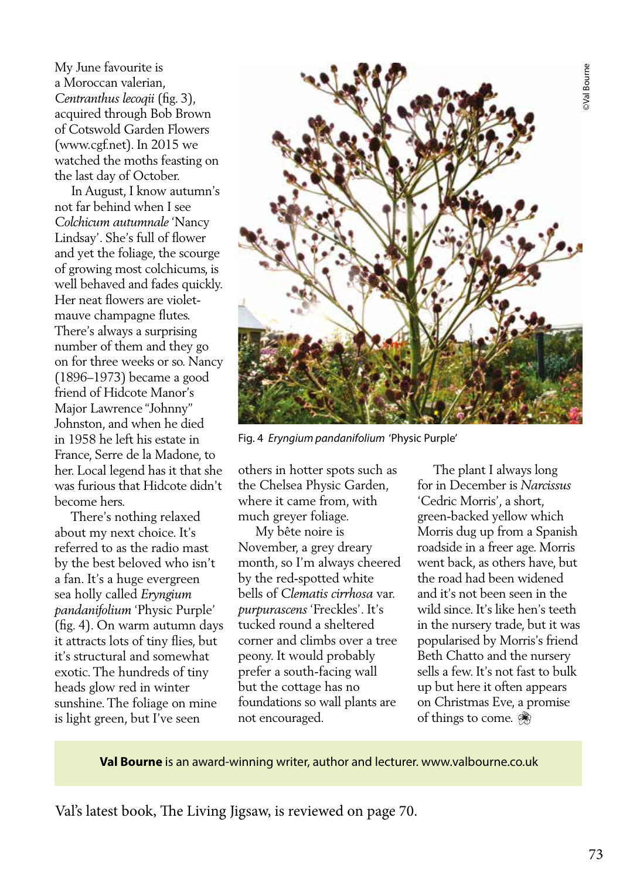My June favourite is a Moroccan valerian, *Centranthus lecoqii* (fig. 3), acquired through Bob Brown of Cotswold Garden Flowers (www.cgf.net). In 2015 we watched the moths feasting on the last day of October.

In August, I know autumn's not far behind when I see *Colchicum autumnale* 'Nancy Lindsay'. She's full of flower and yet the foliage, the scourge of growing most colchicums, is well behaved and fades quickly. Her neat flowers are violet-mauve champagne flutes. There's always a surprising number of them and they go on for three weeks or so. Nancy (1896–1973) became a good friend of Hidcote Manor's Major Lawrence "Johnny" Johnston, and when he died in 1958 he left his estate in France, Serre de la Madone, to her. Local legend has it that she was furious that Hidcote didn't become hers.

There's nothing relaxed about my next choice. It's referred to as the radio mast by the best beloved who isn't a fan. It's a huge evergreen sea holly called *Eryngium pandanifolium* 'Physic Purple' (fig. 4). On warm autumn days it attracts lots of tiny flies, but it's structural and somewhat exotic. The hundreds of tiny heads glow red in winter sunshine. The foliage on mine is light green, but I've seen others in hotter spots such as the Chelsea Physic Garden, where it came from, with much greyer foliage.

©Val Bourne

Fig. 4 *Eryngium pandanifolium* 'Physic Purple'

My bête noire is November, a grey dreary month, so I'm always cheered by the red-spotted white bells of *Clematis cirrhosa* var. *purpurascens* 'Freckles'. It's tucked round a sheltered corner and climbs over a tree peony. It would probably prefer a south-facing wall but the cottage has no foundations so wall plants are not encouraged.

The plant I always long for in December is *Narcissus* 'Cedric Morris', a short, green-backed yellow which Morris dug up from a Spanish roadside in a freer age. Morris went back, as others have, but the road had been widened and it's not been seen in the wild since. It's like hen's teeth in the nursery trade, but it was popularised by Morris's friend Beth Chatto and the nursery sells a few. It's not fast to bulk up but here it often appears on Christmas Eve, a promise of things to come.

**Val Bourne** is an award-winning writer, author and lecturer. www.valbourne.co.uk

Val's latest book, The Living Jigsaw, is reviewed on page 70.